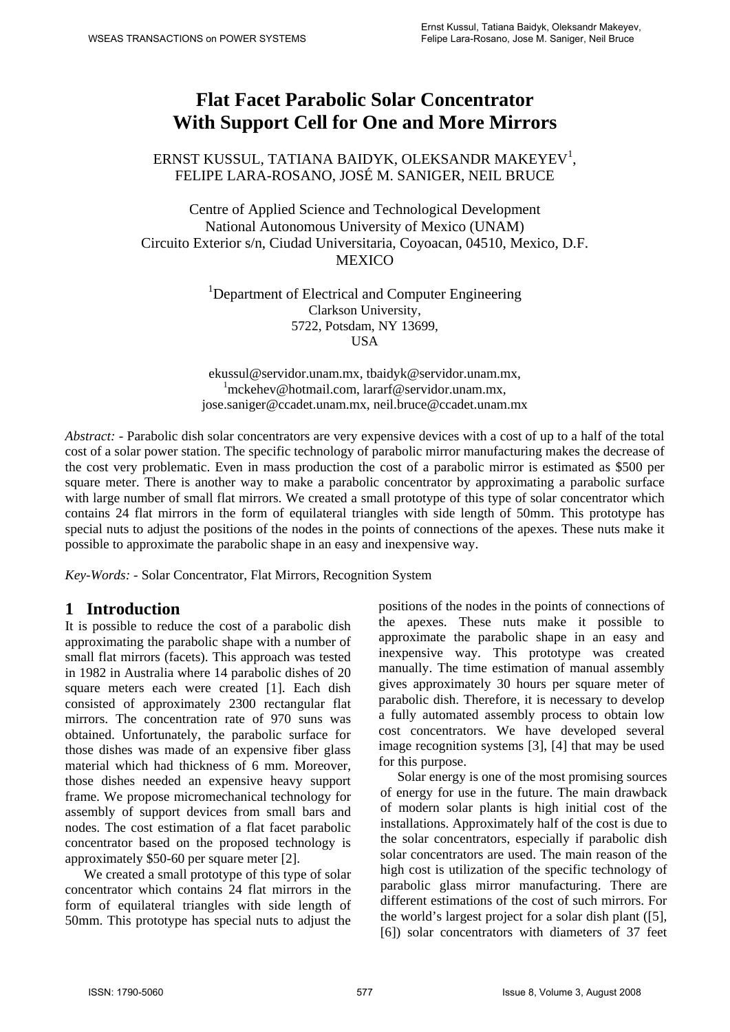# Flat Facet Parabolic Solar Concentrator With Support Cell for One and More Mirrors

ERNST KUSSUL, TATIANA BAIDYK, OLEKSANDR MAKEYEV[1], FELIPE LARA-ROSANO, JOSÉ M. SANIGER, NEIL BRUCE

Centre of Applied Science and Technological Development
National Autonomous University of Mexico (UNAM)
Circuito Exterior s/n, Ciudad Universitaria, Coyoacan, 04510, Mexico, D.F.
MEXICO

[1]Department of Electrical and Computer Engineering
Clarkson University,
5722, Potsdam, NY 13699,
USA

ekussul@servidor.unam.mx, tbaidyk@servidor.unam.mx, [1]mckehev@hotmail.com, lararf@servidor.unam.mx, jose.saniger@ccadet.unam.mx, neil.bruce@ccadet.unam.mx

*Abstract:* - Parabolic dish solar concentrators are very expensive devices with a cost of up to a half of the total cost of a solar power station. The specific technology of parabolic mirror manufacturing makes the decrease of the cost very problematic. Even in mass production the cost of a parabolic mirror is estimated as $500 per square meter. There is another way to make a parabolic concentrator by approximating a parabolic surface with large number of small flat mirrors. We created a small prototype of this type of solar concentrator which contains 24 flat mirrors in the form of equilateral triangles with side length of 50mm. This prototype has special nuts to adjust the positions of the nodes in the points of connections of the apexes. These nuts make it possible to approximate the parabolic shape in an easy and inexpensive way.

*Key-Words:* - Solar Concentrator, Flat Mirrors, Recognition System

## 1 Introduction

It is possible to reduce the cost of a parabolic dish approximating the parabolic shape with a number of small flat mirrors (facets). This approach was tested in 1982 in Australia where 14 parabolic dishes of 20 square meters each were created [1]. Each dish consisted of approximately 2300 rectangular flat mirrors. The concentration rate of 970 suns was obtained. Unfortunately, the parabolic surface for those dishes was made of an expensive fiber glass material which had thickness of 6 mm. Moreover, those dishes needed an expensive heavy support frame. We propose micromechanical technology for assembly of support devices from small bars and nodes. The cost estimation of a flat facet parabolic concentrator based on the proposed technology is approximately $50-60 per square meter [2].

We created a small prototype of this type of solar concentrator which contains 24 flat mirrors in the form of equilateral triangles with side length of 50mm. This prototype has special nuts to adjust the positions of the nodes in the points of connections of the apexes. These nuts make it possible to approximate the parabolic shape in an easy and inexpensive way. This prototype was created manually. The time estimation of manual assembly gives approximately 30 hours per square meter of parabolic dish. Therefore, it is necessary to develop a fully automated assembly process to obtain low cost concentrators. We have developed several image recognition systems [3], [4] that may be used for this purpose.

Solar energy is one of the most promising sources of energy for use in the future. The main drawback of modern solar plants is high initial cost of the installations. Approximately half of the cost is due to the solar concentrators, especially if parabolic dish solar concentrators are used. The main reason of the high cost is utilization of the specific technology of parabolic glass mirror manufacturing. There are different estimations of the cost of such mirrors. For the world's largest project for a solar dish plant ([5], [6]) solar concentrators with diameters of 37 feet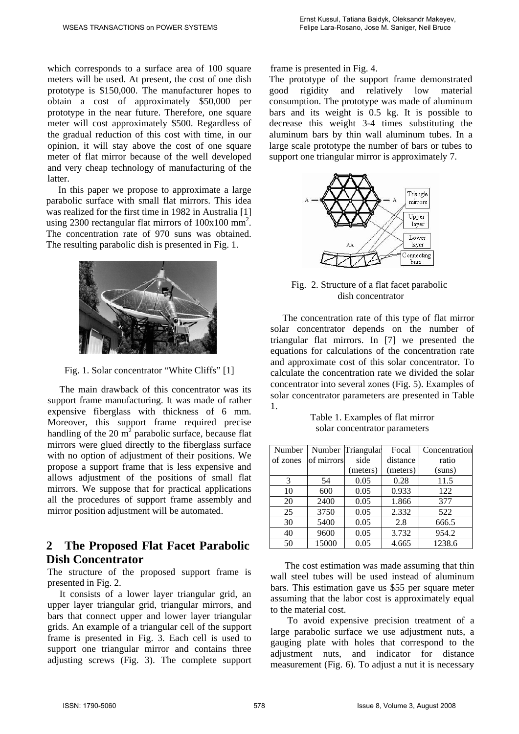which corresponds to a surface area of 100 square meters will be used. At present, the cost of one dish prototype is $150,000. The manufacturer hopes to obtain a cost of approximately $50,000 per prototype in the near future. Therefore, one square meter will cost approximately $500. Regardless of the gradual reduction of this cost with time, in our opinion, it will stay above the cost of one square meter of flat mirror because of the well developed and very cheap technology of manufacturing of the latter.

In this paper we propose to approximate a large parabolic surface with small flat mirrors. This idea was realized for the first time in 1982 in Australia [1] using 2300 rectangular flat mirrors of 100x100 mm$^2$. The concentration rate of 970 suns was obtained. The resulting parabolic dish is presented in Fig. 1.

Fig. 1. Solar concentrator "White Cliffs" [1]

The main drawback of this concentrator was its support frame manufacturing. It was made of rather expensive fiberglass with thickness of 6 mm. Moreover, this support frame required precise handling of the 20 m$^2$ parabolic surface, because flat mirrors were glued directly to the fiberglass surface with no option of adjustment of their positions. We propose a support frame that is less expensive and allows adjustment of the positions of small flat mirrors. We suppose that for practical applications all the procedures of support frame assembly and mirror position adjustment will be automated.

## 2 The Proposed Flat Facet Parabolic Dish Concentrator

The structure of the proposed support frame is presented in Fig. 2.

It consists of a lower layer triangular grid, an upper layer triangular grid, triangular mirrors, and bars that connect upper and lower layer triangular grids. An example of a triangular cell of the support frame is presented in Fig. 3. Each cell is used to support one triangular mirror and contains three adjusting screws (Fig. 3). The complete support frame is presented in Fig. 4.

The prototype of the support frame demonstrated good rigidity and relatively low material consumption. The prototype was made of aluminum bars and its weight is 0.5 kg. It is possible to decrease this weight 3-4 times substituting the aluminum bars by thin wall aluminum tubes. In a large scale prototype the number of bars or tubes to support one triangular mirror is approximately 7.

Fig. 2. Structure of a flat facet parabolic dish concentrator

The concentration rate of this type of flat mirror solar concentrator depends on the number of triangular flat mirrors. In [7] we presented the equations for calculations of the concentration rate and approximate cost of this solar concentrator. To calculate the concentration rate we divided the solar concentrator into several zones (Fig. 5). Examples of solar concentrator parameters are presented in Table 1.

Table 1. Examples of flat mirror solar concentrator parameters

| Number of zones | Number of mirrors | Triangular side (meters) | Focal distance (meters) | Concentration ratio (suns) |
|---|---|---|---|---|
| 3 | 54 | 0.05 | 0.28 | 11.5 |
| 10 | 600 | 0.05 | 0.933 | 122 |
| 20 | 2400 | 0.05 | 1.866 | 377 |
| 25 | 3750 | 0.05 | 2.332 | 522 |
| 30 | 5400 | 0.05 | 2.8 | 666.5 |
| 40 | 9600 | 0.05 | 3.732 | 954.2 |
| 50 | 15000 | 0.05 | 4.665 | 1238.6 |

The cost estimation was made assuming that thin wall steel tubes will be used instead of aluminum bars. This estimation gave us $55 per square meter assuming that the labor cost is approximately equal to the material cost.

To avoid expensive precision treatment of a large parabolic surface we use adjustment nuts, a gauging plate with holes that correspond to the adjustment nuts, and indicator for distance measurement (Fig. 6). To adjust a nut it is necessary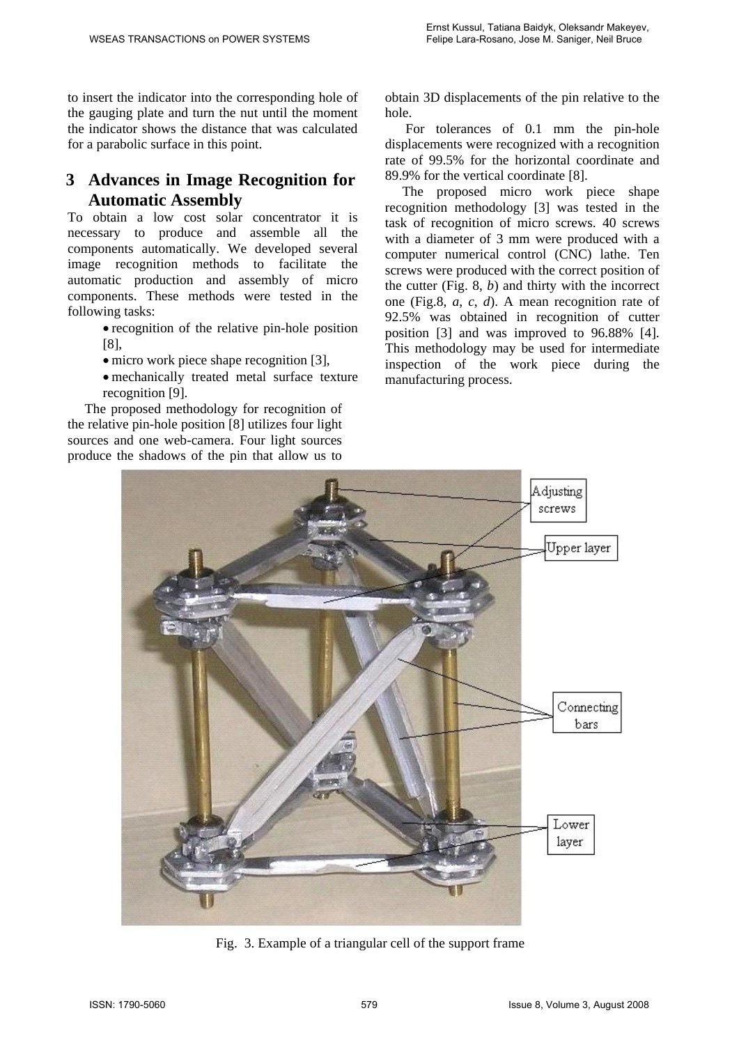to insert the indicator into the corresponding hole of the gauging plate and turn the nut until the moment the indicator shows the distance that was calculated for a parabolic surface in this point.

## 3 Advances in Image Recognition for Automatic Assembly

To obtain a low cost solar concentrator it is necessary to produce and assemble all the components automatically. We developed several image recognition methods to facilitate the automatic production and assembly of micro components. These methods were tested in the following tasks:

- recognition of the relative pin-hole position [8],
- micro work piece shape recognition [3],
- mechanically treated metal surface texture recognition [9].

The proposed methodology for recognition of the relative pin-hole position [8] utilizes four light sources and one web-camera. Four light sources produce the shadows of the pin that allow us to obtain 3D displacements of the pin relative to the hole.

For tolerances of 0.1 mm the pin-hole displacements were recognized with a recognition rate of 99.5% for the horizontal coordinate and 89.9% for the vertical coordinate [8].

The proposed micro work piece shape recognition methodology [3] was tested in the task of recognition of micro screws. 40 screws with a diameter of 3 mm were produced with a computer numerical control (CNC) lathe. Ten screws were produced with the correct position of the cutter (Fig. 8, *b*) and thirty with the incorrect one (Fig.8, *a*, *c*, *d*). A mean recognition rate of 92.5% was obtained in recognition of cutter position [3] and was improved to 96.88% [4]. This methodology may be used for intermediate inspection of the work piece during the manufacturing process.

Fig. 3. Example of a triangular cell of the support frame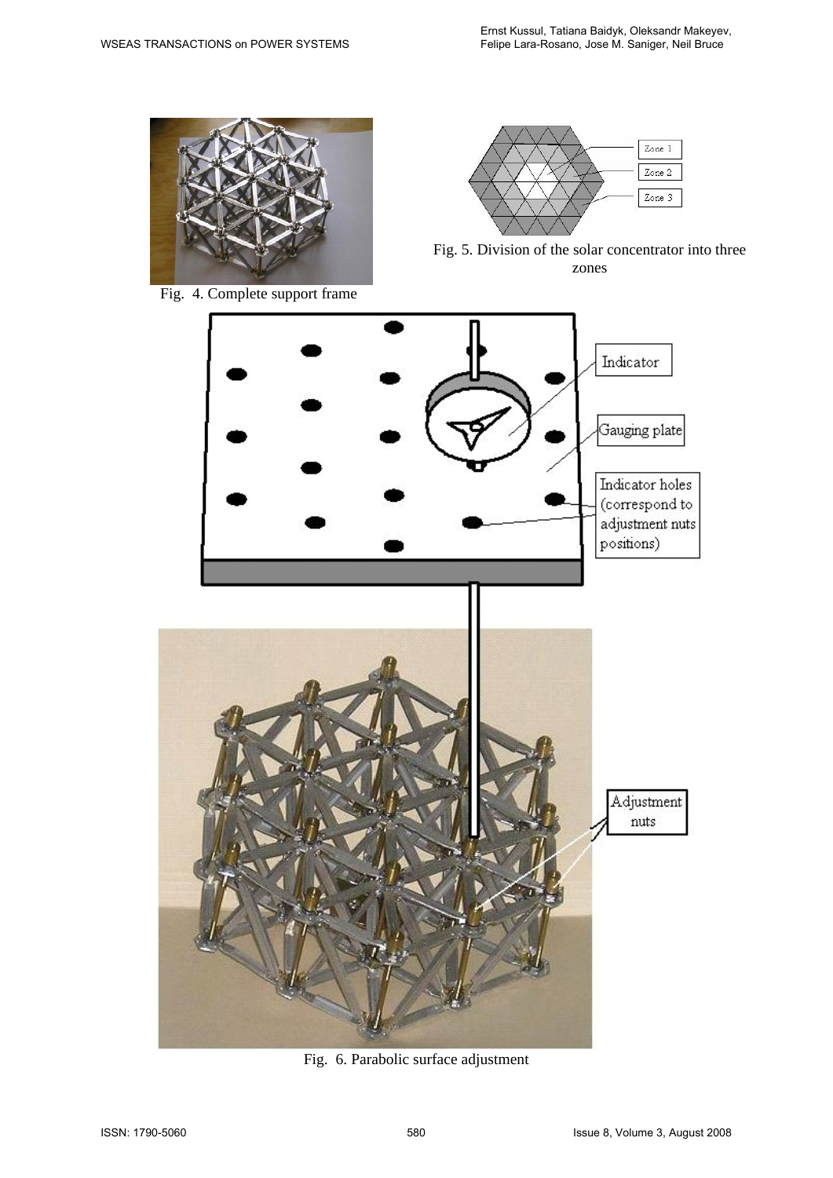Fig. 4. Complete support frame

Fig. 5. Division of the solar concentrator into three zones

Fig. 6. Parabolic surface adjustment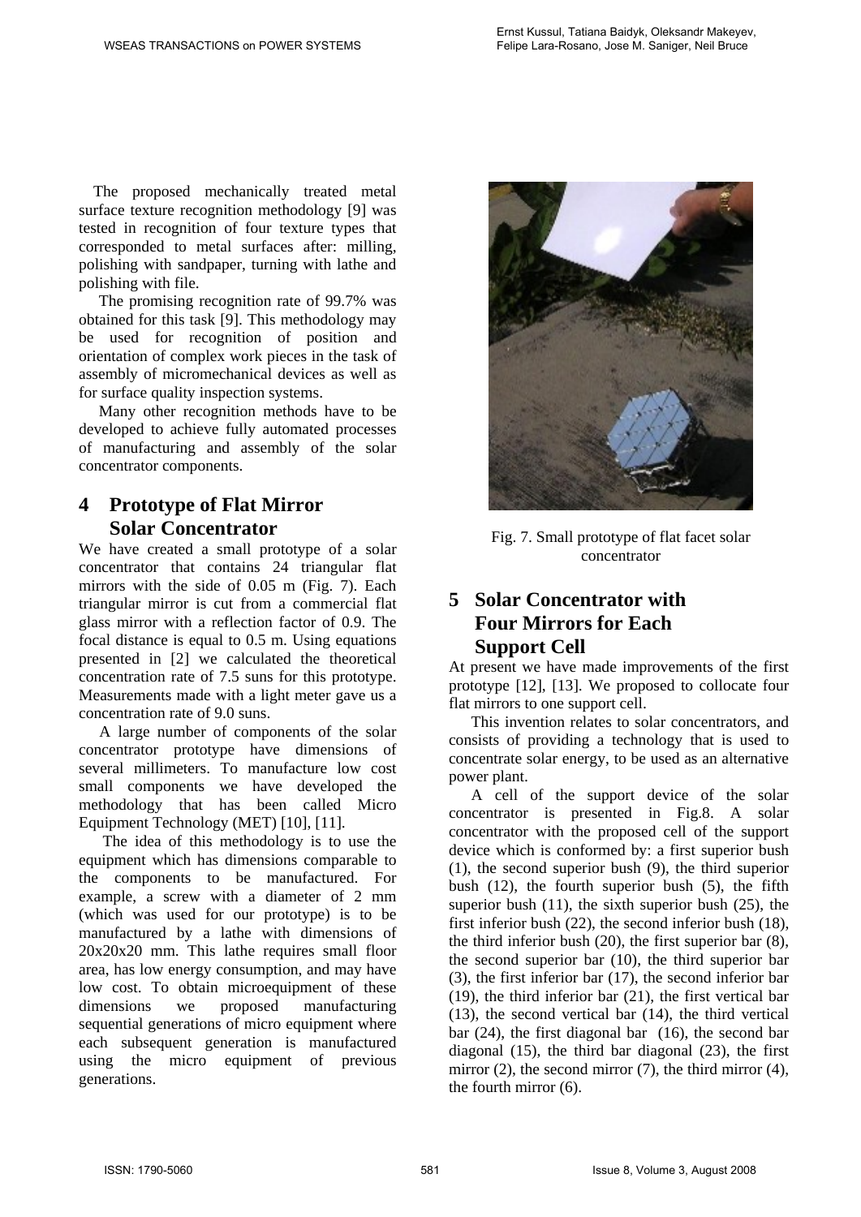The proposed mechanically treated metal surface texture recognition methodology [9] was tested in recognition of four texture types that corresponded to metal surfaces after: milling, polishing with sandpaper, turning with lathe and polishing with file.

The promising recognition rate of 99.7% was obtained for this task [9]. This methodology may be used for recognition of position and orientation of complex work pieces in the task of assembly of micromechanical devices as well as for surface quality inspection systems.

Many other recognition methods have to be developed to achieve fully automated processes of manufacturing and assembly of the solar concentrator components.

## 4 Prototype of Flat Mirror Solar Concentrator

We have created a small prototype of a solar concentrator that contains 24 triangular flat mirrors with the side of 0.05 m (Fig. 7). Each triangular mirror is cut from a commercial flat glass mirror with a reflection factor of 0.9. The focal distance is equal to 0.5 m. Using equations presented in [2] we calculated the theoretical concentration rate of 7.5 suns for this prototype. Measurements made with a light meter gave us a concentration rate of 9.0 suns.

A large number of components of the solar concentrator prototype have dimensions of several millimeters. To manufacture low cost small components we have developed the methodology that has been called Micro Equipment Technology (MET) [10], [11].

The idea of this methodology is to use the equipment which has dimensions comparable to the components to be manufactured. For example, a screw with a diameter of 2 mm (which was used for our prototype) is to be manufactured by a lathe with dimensions of 20x20x20 mm. This lathe requires small floor area, has low energy consumption, and may have low cost. To obtain microequipment of these dimensions we proposed manufacturing sequential generations of micro equipment where each subsequent generation is manufactured using the micro equipment of previous generations.

Fig. 7. Small prototype of flat facet solar concentrator

## 5 Solar Concentrator with Four Mirrors for Each Support Cell

At present we have made improvements of the first prototype [12], [13]. We proposed to collocate four flat mirrors to one support cell.

This invention relates to solar concentrators, and consists of providing a technology that is used to concentrate solar energy, to be used as an alternative power plant.

A cell of the support device of the solar concentrator is presented in Fig.8. A solar concentrator with the proposed cell of the support device which is conformed by: a first superior bush (1), the second superior bush (9), the third superior bush (12), the fourth superior bush (5), the fifth superior bush (11), the sixth superior bush (25), the first inferior bush (22), the second inferior bush (18), the third inferior bush (20), the first superior bar (8), the second superior bar (10), the third superior bar (3), the first inferior bar (17), the second inferior bar (19), the third inferior bar (21), the first vertical bar (13), the second vertical bar (14), the third vertical bar (24), the first diagonal bar (16), the second bar diagonal (15), the third bar diagonal (23), the first mirror (2), the second mirror (7), the third mirror (4), the fourth mirror (6).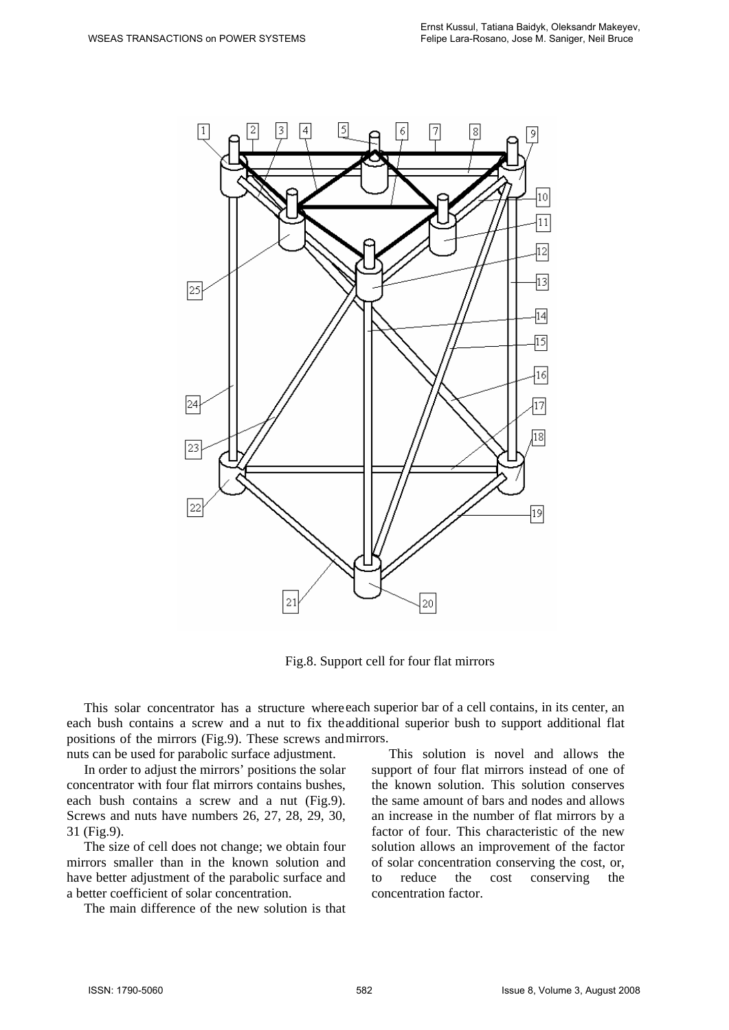Fig.8. Support cell for four flat mirrors

This solar concentrator has a structure where each bush contains a screw and a nut to fix the positions of the mirrors (Fig.9). These screws and nuts can be used for parabolic surface adjustment.

In order to adjust the mirrors' positions the solar concentrator with four flat mirrors contains bushes, each bush contains a screw and a nut (Fig.9). Screws and nuts have numbers 26, 27, 28, 29, 30, 31 (Fig.9).

The size of cell does not change; we obtain four mirrors smaller than in the known solution and have better adjustment of the parabolic surface and a better coefficient of solar concentration.

The main difference of the new solution is that each superior bar of a cell contains, in its center, an additional superior bush to support additional flat mirrors.

This solution is novel and allows the support of four flat mirrors instead of one of the known solution. This solution conserves the same amount of bars and nodes and allows an increase in the number of flat mirrors by a factor of four. This characteristic of the new solution allows an improvement of the factor of solar concentration conserving the cost, or, to reduce the cost conserving the concentration factor.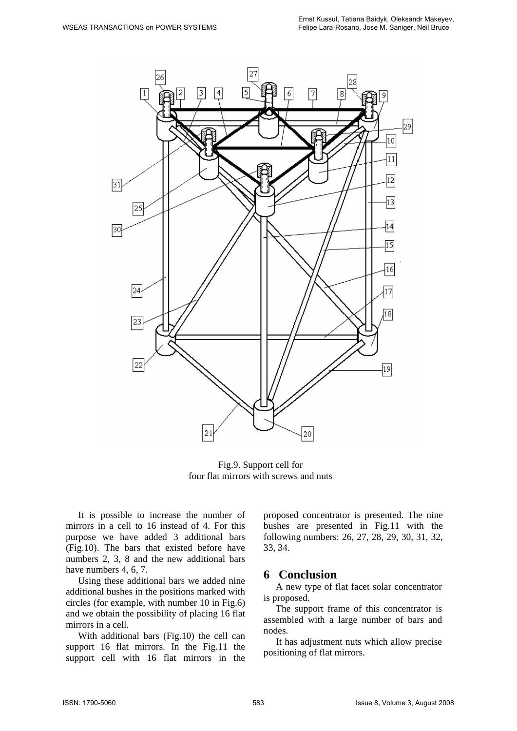Fig.9. Support cell for four flat mirrors with screws and nuts

It is possible to increase the number of mirrors in a cell to 16 instead of 4. For this purpose we have added 3 additional bars (Fig.10). The bars that existed before have numbers 2, 3, 8 and the new additional bars have numbers 4, 6, 7.

Using these additional bars we added nine additional bushes in the positions marked with circles (for example, with number 10 in Fig.6) and we obtain the possibility of placing 16 flat mirrors in a cell.

With additional bars (Fig.10) the cell can support 16 flat mirrors. In the Fig.11 the support cell with 16 flat mirrors in the proposed concentrator is presented. The nine bushes are presented in Fig.11 with the following numbers: 26, 27, 28, 29, 30, 31, 32, 33, 34.

## 6 Conclusion

A new type of flat facet solar concentrator is proposed.

The support frame of this concentrator is assembled with a large number of bars and nodes.

It has adjustment nuts which allow precise positioning of flat mirrors.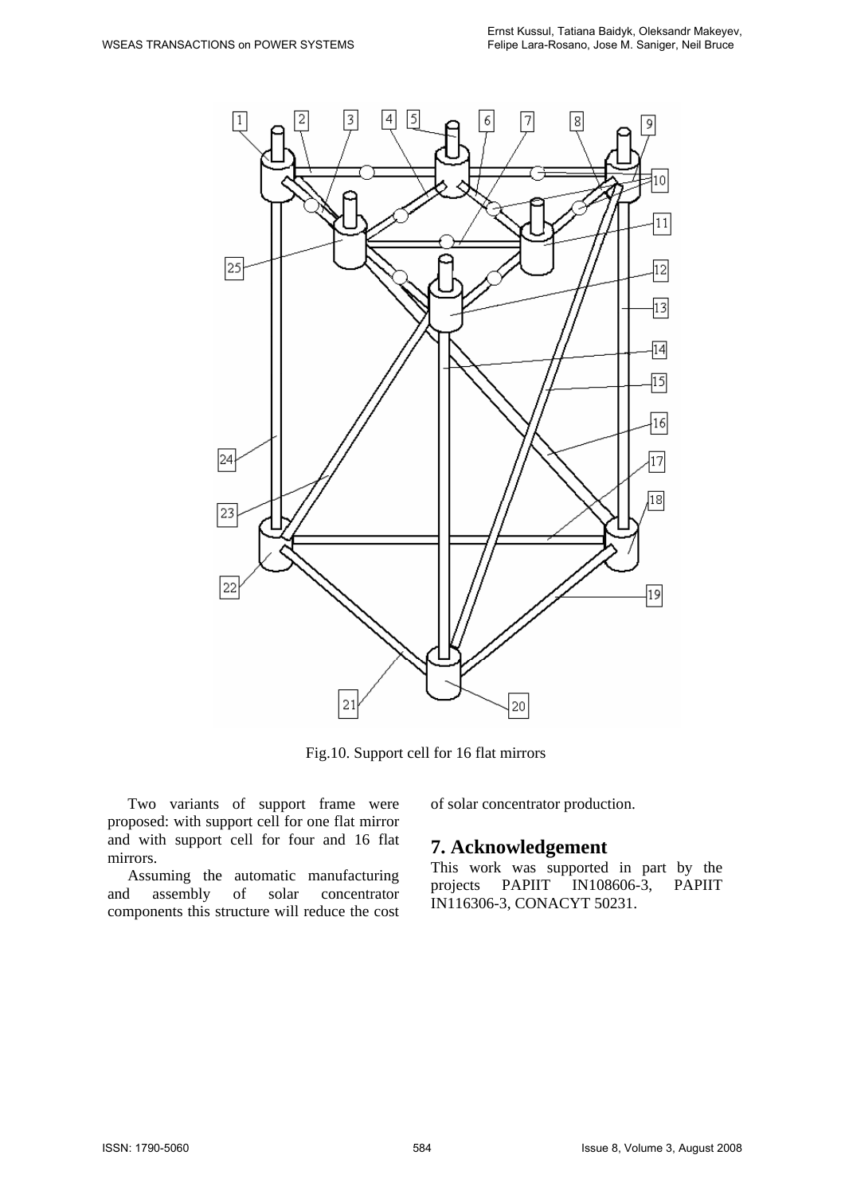Fig.10. Support cell for 16 flat mirrors

Two variants of support frame were proposed: with support cell for one flat mirror and with support cell for four and 16 flat mirrors.

Assuming the automatic manufacturing and assembly of solar concentrator components this structure will reduce the cost of solar concentrator production.

## 7. Acknowledgement

This work was supported in part by the projects PAPIIT IN108606-3, PAPIIT IN116306-3, CONACYT 50231.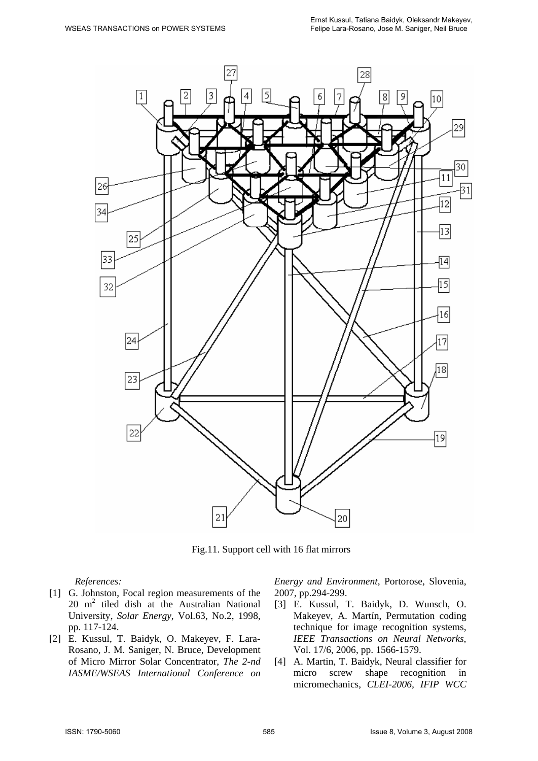Fig.11. Support cell with 16 flat mirrors

*References:*

[1] G. Johnston, Focal region measurements of the 20 $m^2$ tiled dish at the Australian National University, *Solar Energy*, Vol.63, No.2, 1998, pp. 117-124.

[2] E. Kussul, T. Baidyk, O. Makeyev, F. Lara-Rosano, J. M. Saniger, N. Bruce, Development of Micro Mirror Solar Concentrator, *The 2-nd IASME/WSEAS International Conference on Energy and Environment*, Portorose, Slovenia, 2007, pp.294-299.

[3] E. Kussul, T. Baidyk, D. Wunsch, O. Makeyev, A. Martín, Permutation coding technique for image recognition systems, *IEEE Transactions on Neural Networks*, Vol. 17/6, 2006, pp. 1566-1579.

[4] A. Martin, T. Baidyk, Neural classifier for micro screw shape recognition in micromechanics, *CLEI-2006, IFIP WCC*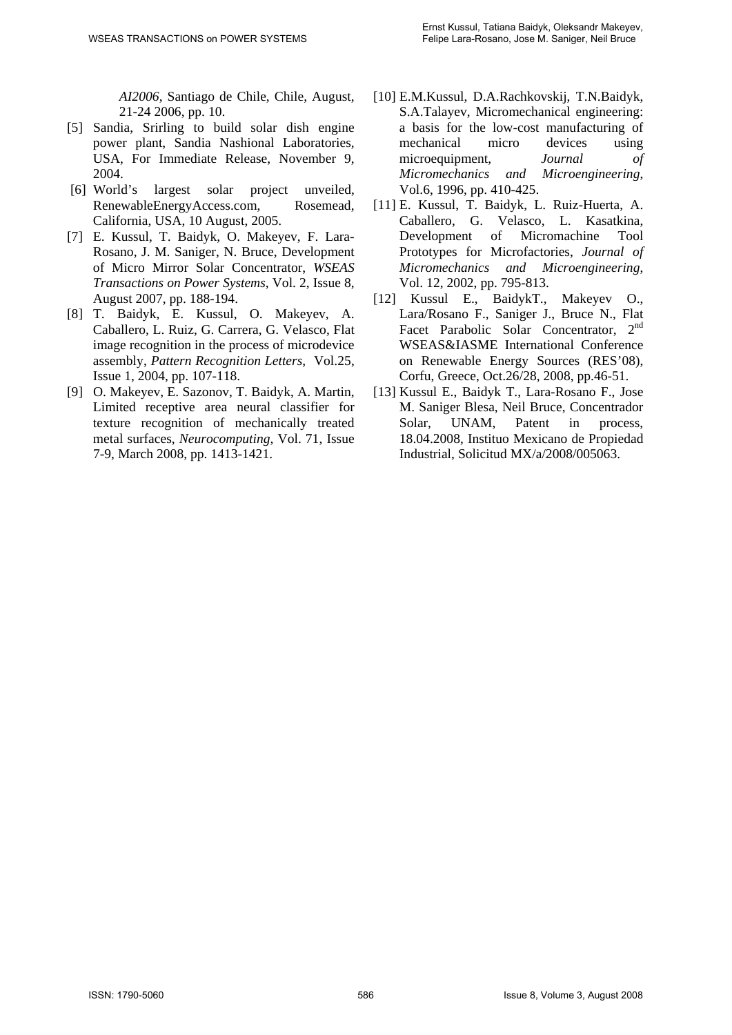*AI2006*, Santiago de Chile, Chile, August, 21-24 2006, pp. 10.

[5] Sandia, Srirling to build solar dish engine power plant, Sandia Nashional Laboratories, USA, For Immediate Release, November 9, 2004.

[6] World's largest solar project unveiled, RenewableEnergyAccess.com, Rosemead, California, USA, 10 August, 2005.

[7] E. Kussul, T. Baidyk, O. Makeyev, F. Lara-Rosano, J. M. Saniger, N. Bruce, Development of Micro Mirror Solar Concentrator, *WSEAS Transactions on Power Systems*, Vol. 2, Issue 8, August 2007, pp. 188-194.

[8] T. Baidyk, E. Kussul, O. Makeyev, A. Caballero, L. Ruiz, G. Carrera, G. Velasco, Flat image recognition in the process of microdevice assembly, *Pattern Recognition Letters*, Vol.25, Issue 1, 2004, pp. 107-118.

[9] O. Makeyev, E. Sazonov, T. Baidyk, A. Martin, Limited receptive area neural classifier for texture recognition of mechanically treated metal surfaces, *Neurocomputing*, Vol. 71, Issue 7-9, March 2008, pp. 1413-1421.

[10] E.M.Kussul, D.A.Rachkovskij, T.N.Baidyk, S.A.Talayev, Micromechanical engineering: a basis for the low-cost manufacturing of mechanical micro devices using microequipment, *Journal of Micromechanics and Microengineering*, Vol.6, 1996, pp. 410-425.

[11] E. Kussul, T. Baidyk, L. Ruiz-Huerta, A. Caballero, G. Velasco, L. Kasatkina, Development of Micromachine Tool Prototypes for Microfactories, *Journal of Micromechanics and Microengineering*, Vol. 12, 2002, pp. 795-813.

[12] Kussul E., BaidykT., Makeyev O., Lara/Rosano F., Saniger J., Bruce N., Flat Facet Parabolic Solar Concentrator, 2nd WSEAS&IASME International Conference on Renewable Energy Sources (RES'08), Corfu, Greece, Oct.26/28, 2008, pp.46-51.

[13] Kussul E., Baidyk T., Lara-Rosano F., Jose M. Saniger Blesa, Neil Bruce, Concentrador Solar, UNAM, Patent in process, 18.04.2008, Instituo Mexicano de Propiedad Industrial, Solicitud MX/a/2008/005063.